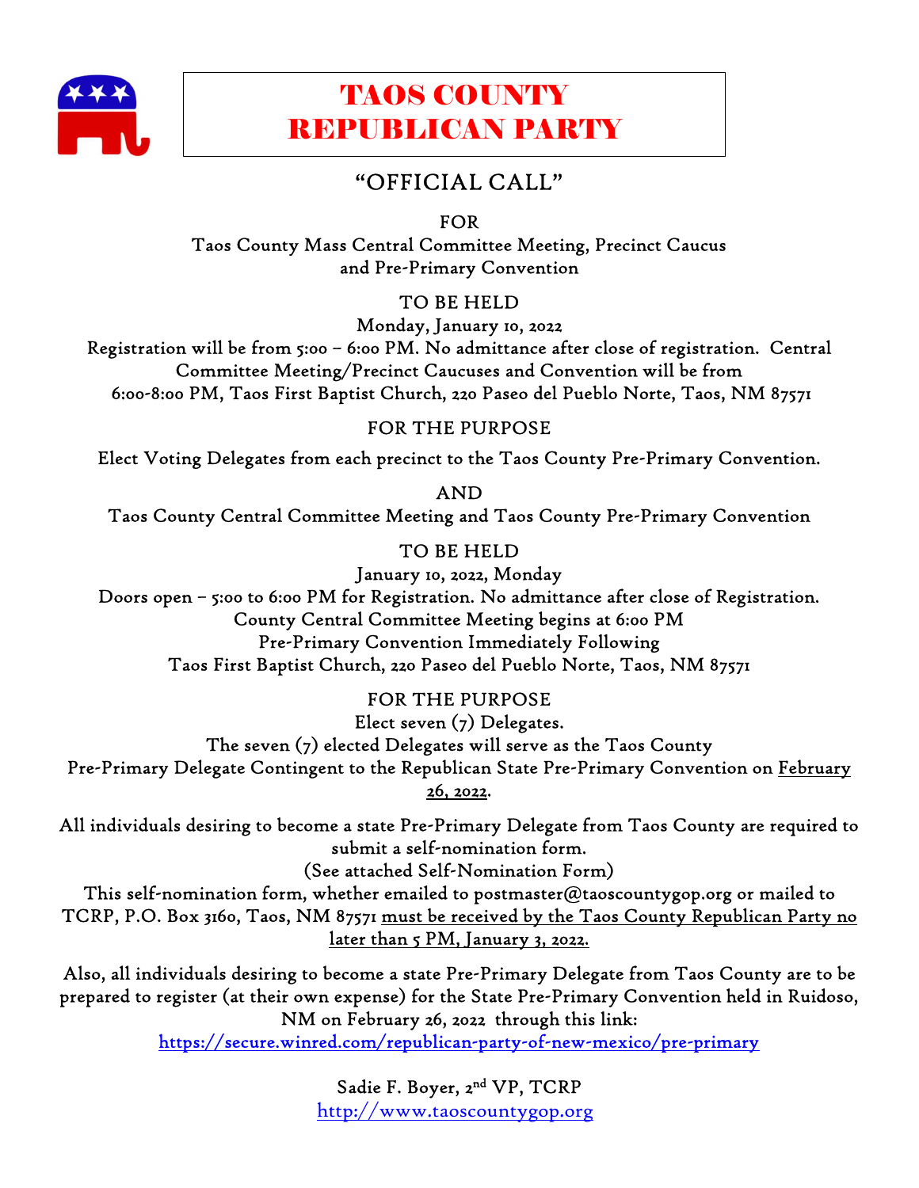# TAOS COUNTY REPUBLICAN PARTY

## "OFFICIAL CALL"

FOR

Taos County Mass Central Committee Meeting, Precinct Caucus and Pre-Primary Convention

TO BE HELD

Monday, January 10, 2022

Registration will be from 5:00 – 6:00 PM. No admittance after close of registration. Central Committee Meeting/Precinct Caucuses and Convention will be from 6:00-8:00 PM, Taos First Baptist Church, 220 Paseo del Pueblo Norte, Taos, NM 87571

FOR THE PURPOSE

Elect Voting Delegates from each precinct to the Taos County Pre-Primary Convention.

AND

Taos County Central Committee Meeting and Taos County Pre-Primary Convention

TO BE HELD

January 10, 2022, Monday

Doors open – 5:00 to 6:00 PM for Registration. No admittance after close of Registration.
County Central Committee Meeting begins at 6:00 PM
Pre-Primary Convention Immediately Following
Taos First Baptist Church, 220 Paseo del Pueblo Norte, Taos, NM 87571

FOR THE PURPOSE

Elect seven (7) Delegates.
The seven (7) elected Delegates will serve as the Taos County Pre-Primary Delegate Contingent to the Republican State Pre-Primary Convention on February 26, 2022.

All individuals desiring to become a state Pre-Primary Delegate from Taos County are required to submit a self-nomination form.
(See attached Self-Nomination Form)
This self-nomination form, whether emailed to postmaster@taoscountygop.org or mailed to TCRP, P.O. Box 3160, Taos, NM 87571 must be received by the Taos County Republican Party no later than 5 PM, January 3, 2022.

Also, all individuals desiring to become a state Pre-Primary Delegate from Taos County are to be prepared to register (at their own expense) for the State Pre-Primary Convention held in Ruidoso, NM on February 26, 2022 through this link:
https://secure.winred.com/republican-party-of-new-mexico/pre-primary

Sadie F. Boyer, 2nd VP, TCRP
http://www.taoscountygop.org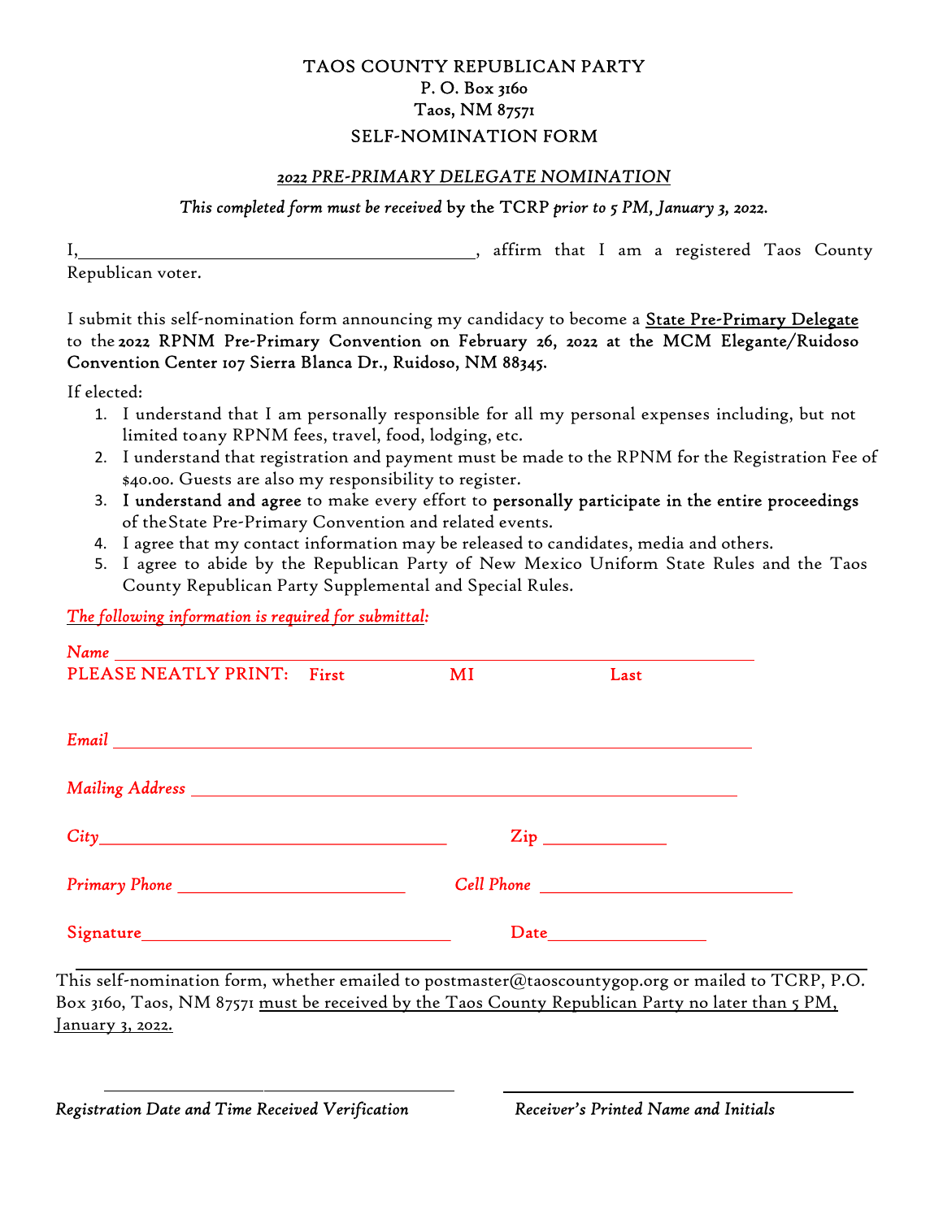# TAOS COUNTY REPUBLICAN PARTY

**P. O. Box 3160**

**Taos, NM 87571**

## SELF-NOMINATION FORM

*2022 PRE-PRIMARY DELEGATE NOMINATION*

*This completed form must be received* **by the TCRP** *prior to 5 PM, January 3, 2022.*

I,\_\_\_\_\_\_\_\_\_\_\_\_\_\_\_\_\_\_\_\_\_\_\_\_\_\_\_\_\_\_\_\_\_\_\_\_\_\_\_\_, affirm that I am a registered Taos County Republican voter.

I submit this self-nomination form announcing my candidacy to become a State Pre-Primary Delegate to the **2022 RPNM Pre-Primary Convention on February 26, 2022 at the MCM Elegante/Ruidoso Convention Center 107 Sierra Blanca Dr., Ruidoso, NM 88345.**

If elected:

1. I understand that I am personally responsible for all my personal expenses including, but not limited toany RPNM fees, travel, food, lodging, etc.
2. I understand that registration and payment must be made to the RPNM for the Registration Fee of $40.00. Guests are also my responsibility to register.
3. **I understand and agree** to make every effort to **personally participate in the entire proceedings** of theState Pre-Primary Convention and related events.
4. I agree that my contact information may be released to candidates, media and others.
5. I agree to abide by the Republican Party of New Mexico Uniform State Rules and the Taos County Republican Party Supplemental and Special Rules.

*The following information is required for submittal:*

*Name* \_\_\_\_\_\_\_\_\_\_\_\_\_\_\_\_\_\_\_\_\_\_\_\_\_\_\_\_\_\_\_\_\_\_\_\_\_\_\_\_\_\_\_\_\_\_\_\_\_\_\_\_\_\_

PLEASE NEATLY PRINT: First MI Last

*Email* \_\_\_\_\_\_\_\_\_\_\_\_\_\_\_\_\_\_\_\_\_\_\_\_\_\_\_\_\_\_\_\_\_\_\_\_\_\_\_\_\_\_\_\_\_\_\_\_\_\_\_\_\_\_

*Mailing Address* \_\_\_\_\_\_\_\_\_\_\_\_\_\_\_\_\_\_\_\_\_\_\_\_\_\_\_\_\_\_\_\_\_\_\_\_\_\_\_\_\_\_\_\_\_\_

*City*\_\_\_\_\_\_\_\_\_\_\_\_\_\_\_\_\_\_\_\_\_\_\_\_\_\_\_\_\_\_ *Zip* \_\_\_\_\_\_\_\_\_\_

*Primary Phone* \_\_\_\_\_\_\_\_\_\_\_\_\_\_\_\_\_\_\_\_ *Cell Phone* \_\_\_\_\_\_\_\_\_\_\_\_\_\_\_\_\_\_\_\_\_\_

Signature\_\_\_\_\_\_\_\_\_\_\_\_\_\_\_\_\_\_\_\_\_\_\_\_\_\_\_ Date\_\_\_\_\_\_\_\_\_\_\_\_

This self-nomination form, whether emailed to postmaster@taoscountygop.org or mailed to TCRP, P.O. Box 3160, Taos, NM 87571 must be received by the Taos County Republican Party no later than 5 PM, January 3, 2022.

\_\_\_\_\_\_\_\_\_\_\_\_\_\_\_\_\_\_\_\_\_\_\_\_\_\_\_\_\_\_ \_\_\_\_\_\_\_\_\_\_\_\_\_\_\_\_\_\_\_\_\_\_\_\_\_\_\_\_\_\_

*Registration Date and Time Received Verification* *Receiver's Printed Name and Initials*